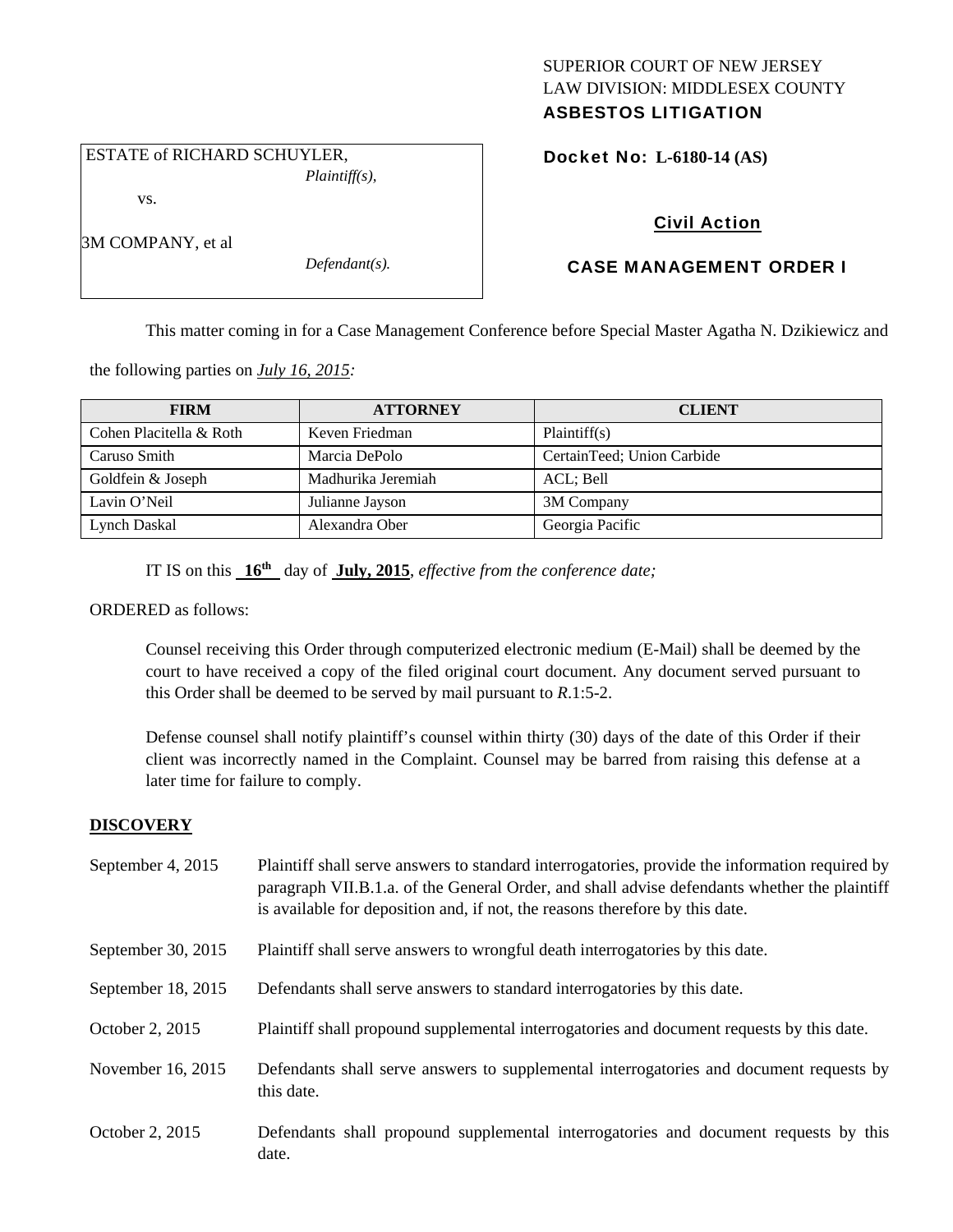SUPERIOR COURT OF NEW JERSEY
LAW DIVISION: MIDDLESEX COUNTY
**ASBESTOS LITIGATION**

| ESTATE of RICHARD SCHUYLER, *Plaintiff(s),* vs. 3M COMPANY, et al *Defendant(s).* |
|---|

**Docket No: L-6180-14 (AS)**

**Civil Action**

**CASE MANAGEMENT ORDER I**

This matter coming in for a Case Management Conference before Special Master Agatha N. Dzikiewicz and the following parties on *July 16, 2015:*

| FIRM | ATTORNEY | CLIENT |
|---|---|---|
| Cohen Placitella & Roth | Keven Friedman | Plaintiff(s) |
| Caruso Smith | Marcia DePolo | CertainTeed; Union Carbide |
| Goldfein & Joseph | Madhurika Jeremiah | ACL; Bell |
| Lavin O'Neil | Julianne Jayson | 3M Company |
| Lynch Daskal | Alexandra Ober | Georgia Pacific |

IT IS on this **16th** day of **July, 2015**, *effective from the conference date;*

ORDERED as follows:

Counsel receiving this Order through computerized electronic medium (E-Mail) shall be deemed by the court to have received a copy of the filed original court document. Any document served pursuant to this Order shall be deemed to be served by mail pursuant to *R*.1:5-2.

Defense counsel shall notify plaintiff's counsel within thirty (30) days of the date of this Order if their client was incorrectly named in the Complaint. Counsel may be barred from raising this defense at a later time for failure to comply.

## DISCOVERY

| | |
|---|---|
| September 4, 2015 | Plaintiff shall serve answers to standard interrogatories, provide the information required by paragraph VII.B.1.a. of the General Order, and shall advise defendants whether the plaintiff is available for deposition and, if not, the reasons therefore by this date. |
| September 30, 2015 | Plaintiff shall serve answers to wrongful death interrogatories by this date. |
| September 18, 2015 | Defendants shall serve answers to standard interrogatories by this date. |
| October 2, 2015 | Plaintiff shall propound supplemental interrogatories and document requests by this date. |
| November 16, 2015 | Defendants shall serve answers to supplemental interrogatories and document requests by this date. |
| October 2, 2015 | Defendants shall propound supplemental interrogatories and document requests by this date. |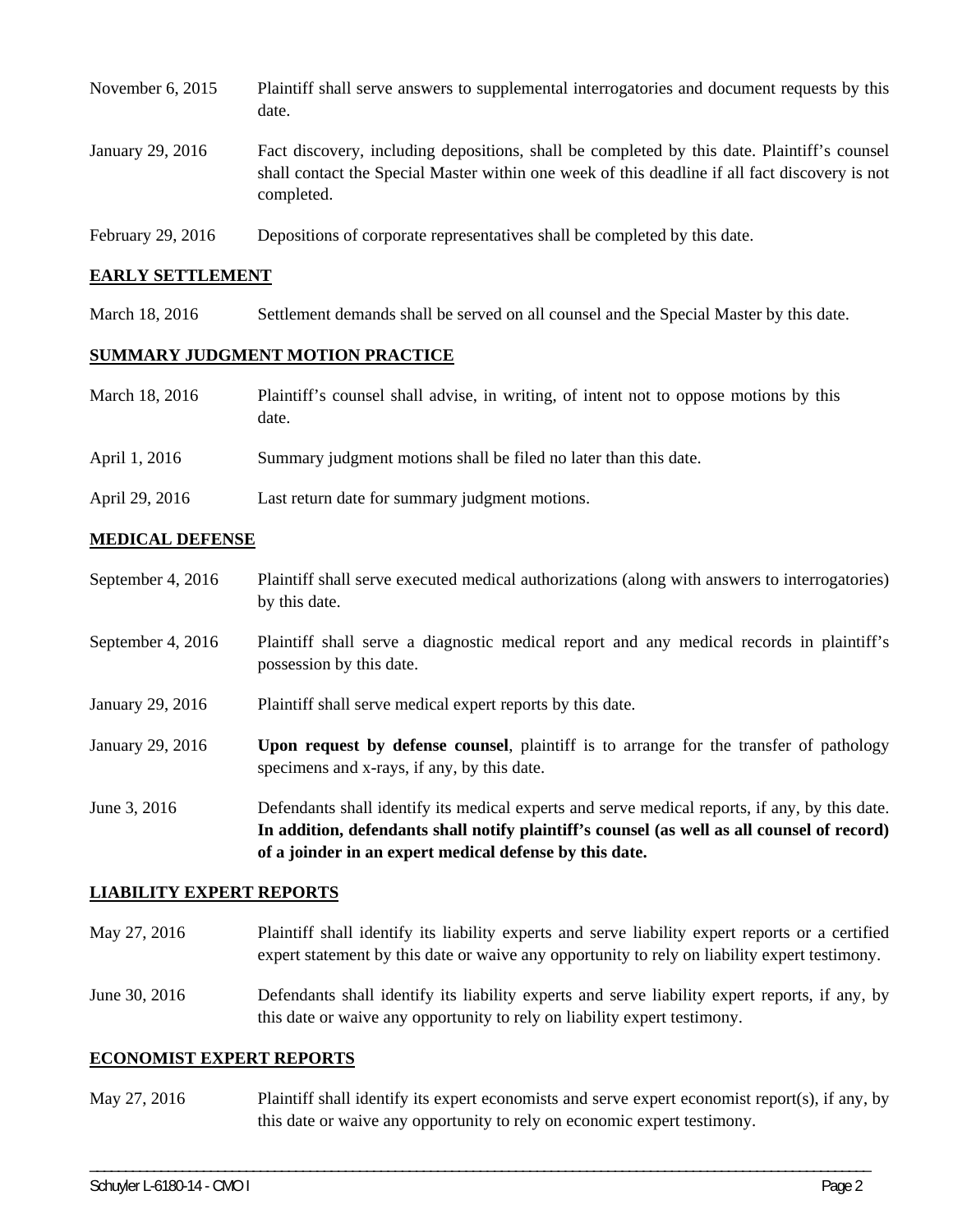| | |
|---|---|
| November 6, 2015 | Plaintiff shall serve answers to supplemental interrogatories and document requests by this date. |
| January 29, 2016 | Fact discovery, including depositions, shall be completed by this date. Plaintiff's counsel shall contact the Special Master within one week of this deadline if all fact discovery is not completed. |
| February 29, 2016 | Depositions of corporate representatives shall be completed by this date. |

## EARLY SETTLEMENT

| | |
|---|---|
| March 18, 2016 | Settlement demands shall be served on all counsel and the Special Master by this date. |

## SUMMARY JUDGMENT MOTION PRACTICE

| | |
|---|---|
| March 18, 2016 | Plaintiff's counsel shall advise, in writing, of intent not to oppose motions by this date. |
| April 1, 2016 | Summary judgment motions shall be filed no later than this date. |
| April 29, 2016 | Last return date for summary judgment motions. |

## MEDICAL DEFENSE

| | |
|---|---|
| September 4, 2016 | Plaintiff shall serve executed medical authorizations (along with answers to interrogatories) by this date. |
| September 4, 2016 | Plaintiff shall serve a diagnostic medical report and any medical records in plaintiff's possession by this date. |
| January 29, 2016 | Plaintiff shall serve medical expert reports by this date. |
| January 29, 2016 | **Upon request by defense counsel**, plaintiff is to arrange for the transfer of pathology specimens and x-rays, if any, by this date. |
| June 3, 2016 | Defendants shall identify its medical experts and serve medical reports, if any, by this date. **In addition, defendants shall notify plaintiff's counsel (as well as all counsel of record) of a joinder in an expert medical defense by this date.** |

## LIABILITY EXPERT REPORTS

| | |
|---|---|
| May 27, 2016 | Plaintiff shall identify its liability experts and serve liability expert reports or a certified expert statement by this date or waive any opportunity to rely on liability expert testimony. |
| June 30, 2016 | Defendants shall identify its liability experts and serve liability expert reports, if any, by this date or waive any opportunity to rely on liability expert testimony. |

## ECONOMIST EXPERT REPORTS

| | |
|---|---|
| May 27, 2016 | Plaintiff shall identify its expert economists and serve expert economist report(s), if any, by this date or waive any opportunity to rely on economic expert testimony. |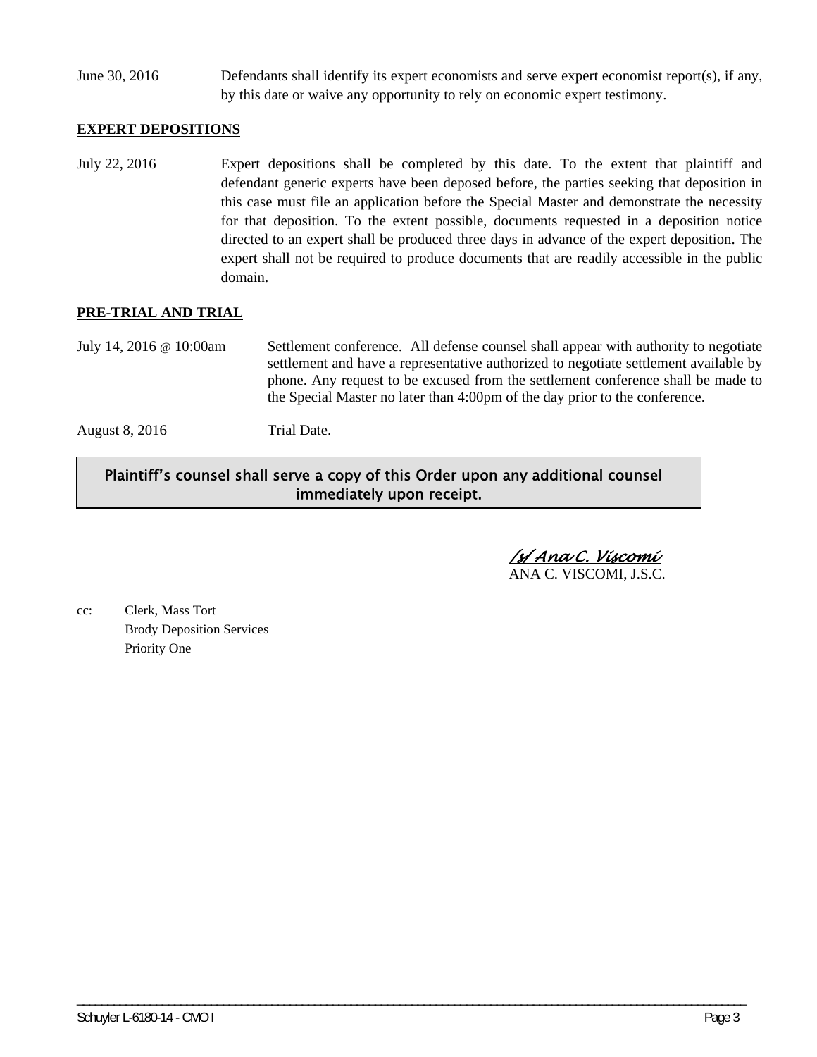June 30, 2016 Defendants shall identify its expert economists and serve expert economist report(s), if any, by this date or waive any opportunity to rely on economic expert testimony.

**EXPERT DEPOSITIONS**

July 22, 2016 Expert depositions shall be completed by this date. To the extent that plaintiff and defendant generic experts have been deposed before, the parties seeking that deposition in this case must file an application before the Special Master and demonstrate the necessity for that deposition. To the extent possible, documents requested in a deposition notice directed to an expert shall be produced three days in advance of the expert deposition. The expert shall not be required to produce documents that are readily accessible in the public domain.

**PRE-TRIAL AND TRIAL**

July 14, 2016 @ 10:00am Settlement conference. All defense counsel shall appear with authority to negotiate settlement and have a representative authorized to negotiate settlement available by phone. Any request to be excused from the settlement conference shall be made to the Special Master no later than 4:00pm of the day prior to the conference.

August 8, 2016 Trial Date.

**Plaintiff's counsel shall serve a copy of this Order upon any additional counsel immediately upon receipt.**

*/s/ Ana C. Viscomi*
ANA C. VISCOMI, J.S.C.

cc: Clerk, Mass Tort
Brody Deposition Services
Priority One